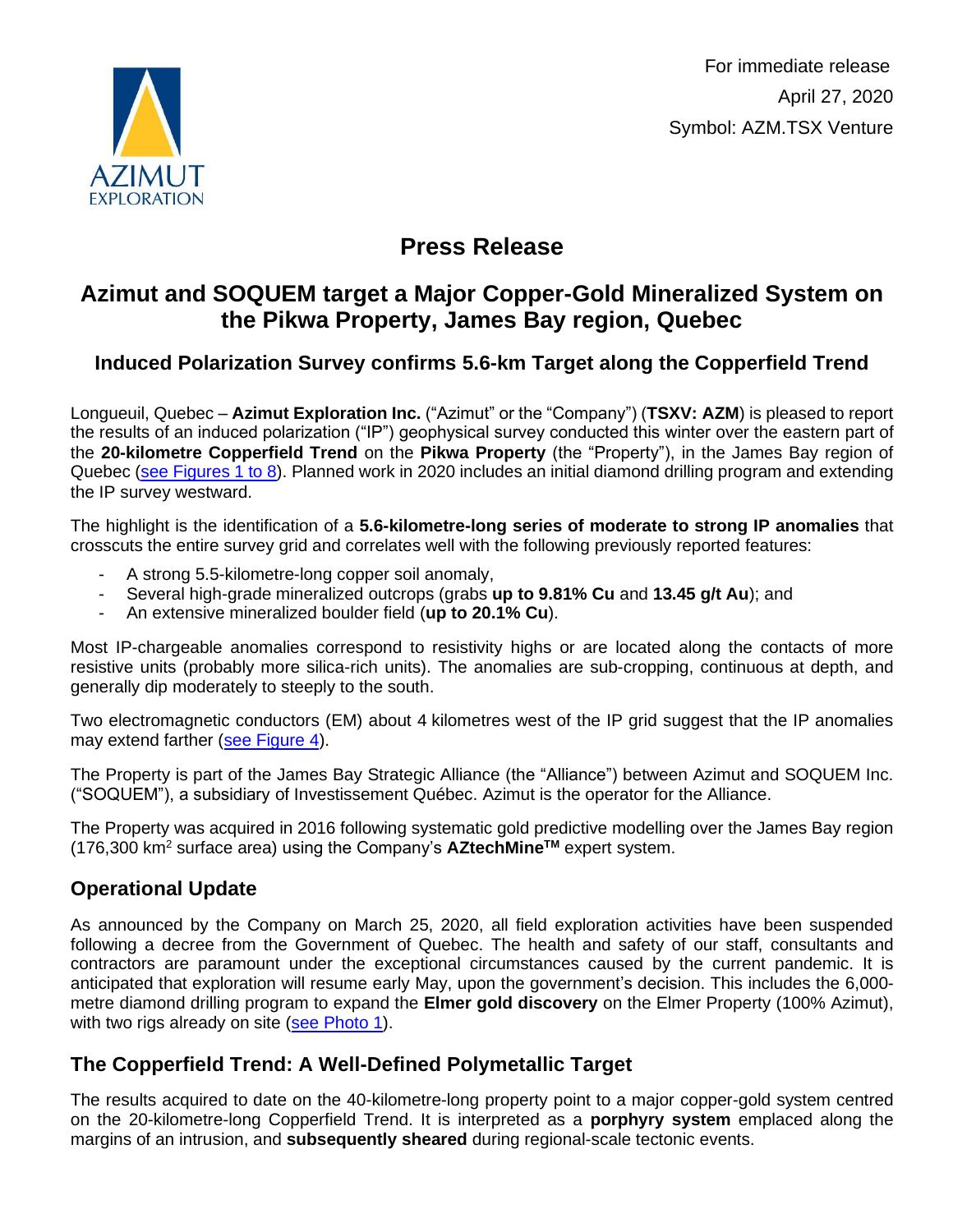For immediate release

April 27, 2020

Symbol: AZM.TSX Venture

# Press Release

## Azimut and SOQUEM target a Major Copper-Gold Mineralized System on the Pikwa Property, James Bay region, Quebec

### Induced Polarization Survey confirms 5.6-km Target along the Copperfield Trend

Longueuil, Quebec – **Azimut Exploration Inc.** ("Azimut" or the "Company") (**TSXV: AZM**) is pleased to report the results of an induced polarization ("IP") geophysical survey conducted this winter over the eastern part of the **20-kilometre Copperfield Trend** on the **Pikwa Property** (the "Property"), in the James Bay region of Quebec (see Figures 1 to 8). Planned work in 2020 includes an initial diamond drilling program and extending the IP survey westward.

The highlight is the identification of a **5.6-kilometre-long series of moderate to strong IP anomalies** that crosscuts the entire survey grid and correlates well with the following previously reported features:

- A strong 5.5-kilometre-long copper soil anomaly,
- Several high-grade mineralized outcrops (grabs **up to 9.81% Cu** and **13.45 g/t Au**); and
- An extensive mineralized boulder field (**up to 20.1% Cu**).

Most IP-chargeable anomalies correspond to resistivity highs or are located along the contacts of more resistive units (probably more silica-rich units). The anomalies are sub-cropping, continuous at depth, and generally dip moderately to steeply to the south.

Two electromagnetic conductors (EM) about 4 kilometres west of the IP grid suggest that the IP anomalies may extend farther (see Figure 4).

The Property is part of the James Bay Strategic Alliance (the "Alliance") between Azimut and SOQUEM Inc. ("SOQUEM"), a subsidiary of Investissement Québec. Azimut is the operator for the Alliance.

The Property was acquired in 2016 following systematic gold predictive modelling over the James Bay region (176,300 km$^2$ surface area) using the Company's **AZtechMine™** expert system.

## Operational Update

As announced by the Company on March 25, 2020, all field exploration activities have been suspended following a decree from the Government of Quebec. The health and safety of our staff, consultants and contractors are paramount under the exceptional circumstances caused by the current pandemic. It is anticipated that exploration will resume early May, upon the government's decision. This includes the 6,000-metre diamond drilling program to expand the **Elmer gold discovery** on the Elmer Property (100% Azimut), with two rigs already on site (see Photo 1).

## The Copperfield Trend: A Well-Defined Polymetallic Target

The results acquired to date on the 40-kilometre-long property point to a major copper-gold system centred on the 20-kilometre-long Copperfield Trend. It is interpreted as a **porphyry system** emplaced along the margins of an intrusion, and **subsequently sheared** during regional-scale tectonic events.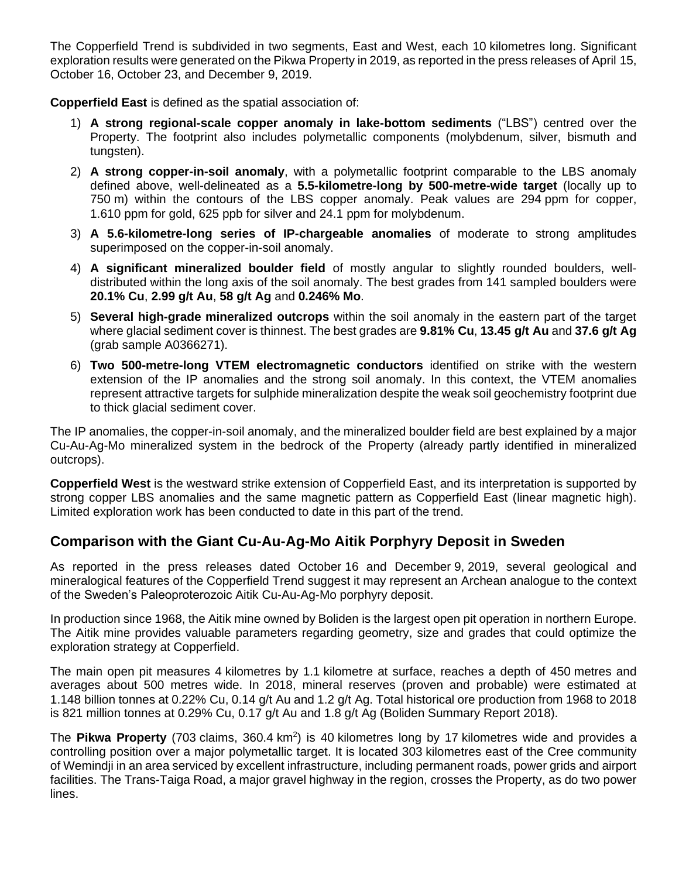The Copperfield Trend is subdivided in two segments, East and West, each 10 kilometres long. Significant exploration results were generated on the Pikwa Property in 2019, as reported in the press releases of April 15, October 16, October 23, and December 9, 2019.

**Copperfield East** is defined as the spatial association of:

1) **A strong regional-scale copper anomaly in lake-bottom sediments** ("LBS") centred over the Property. The footprint also includes polymetallic components (molybdenum, silver, bismuth and tungsten).
2) **A strong copper-in-soil anomaly**, with a polymetallic footprint comparable to the LBS anomaly defined above, well-delineated as a **5.5-kilometre-long by 500-metre-wide target** (locally up to 750 m) within the contours of the LBS copper anomaly. Peak values are 294 ppm for copper, 1.610 ppm for gold, 625 ppb for silver and 24.1 ppm for molybdenum.
3) **A 5.6-kilometre-long series of IP-chargeable anomalies** of moderate to strong amplitudes superimposed on the copper-in-soil anomaly.
4) **A significant mineralized boulder field** of mostly angular to slightly rounded boulders, well-distributed within the long axis of the soil anomaly. The best grades from 141 sampled boulders were **20.1% Cu**, **2.99 g/t Au**, **58 g/t Ag** and **0.246% Mo**.
5) **Several high-grade mineralized outcrops** within the soil anomaly in the eastern part of the target where glacial sediment cover is thinnest. The best grades are **9.81% Cu**, **13.45 g/t Au** and **37.6 g/t Ag** (grab sample A0366271).
6) **Two 500-metre-long VTEM electromagnetic conductors** identified on strike with the western extension of the IP anomalies and the strong soil anomaly. In this context, the VTEM anomalies represent attractive targets for sulphide mineralization despite the weak soil geochemistry footprint due to thick glacial sediment cover.

The IP anomalies, the copper-in-soil anomaly, and the mineralized boulder field are best explained by a major Cu-Au-Ag-Mo mineralized system in the bedrock of the Property (already partly identified in mineralized outcrops).

**Copperfield West** is the westward strike extension of Copperfield East, and its interpretation is supported by strong copper LBS anomalies and the same magnetic pattern as Copperfield East (linear magnetic high). Limited exploration work has been conducted to date in this part of the trend.

## Comparison with the Giant Cu-Au-Ag-Mo Aitik Porphyry Deposit in Sweden

As reported in the press releases dated October 16 and December 9, 2019, several geological and mineralogical features of the Copperfield Trend suggest it may represent an Archean analogue to the context of the Sweden's Paleoproterozoic Aitik Cu-Au-Ag-Mo porphyry deposit.

In production since 1968, the Aitik mine owned by Boliden is the largest open pit operation in northern Europe. The Aitik mine provides valuable parameters regarding geometry, size and grades that could optimize the exploration strategy at Copperfield.

The main open pit measures 4 kilometres by 1.1 kilometre at surface, reaches a depth of 450 metres and averages about 500 metres wide. In 2018, mineral reserves (proven and probable) were estimated at 1.148 billion tonnes at 0.22% Cu, 0.14 g/t Au and 1.2 g/t Ag. Total historical ore production from 1968 to 2018 is 821 million tonnes at 0.29% Cu, 0.17 g/t Au and 1.8 g/t Ag (Boliden Summary Report 2018).

The **Pikwa Property** (703 claims, 360.4 $km^2$) is 40 kilometres long by 17 kilometres wide and provides a controlling position over a major polymetallic target. It is located 303 kilometres east of the Cree community of Wemindji in an area serviced by excellent infrastructure, including permanent roads, power grids and airport facilities. The Trans-Taiga Road, a major gravel highway in the region, crosses the Property, as do two power lines.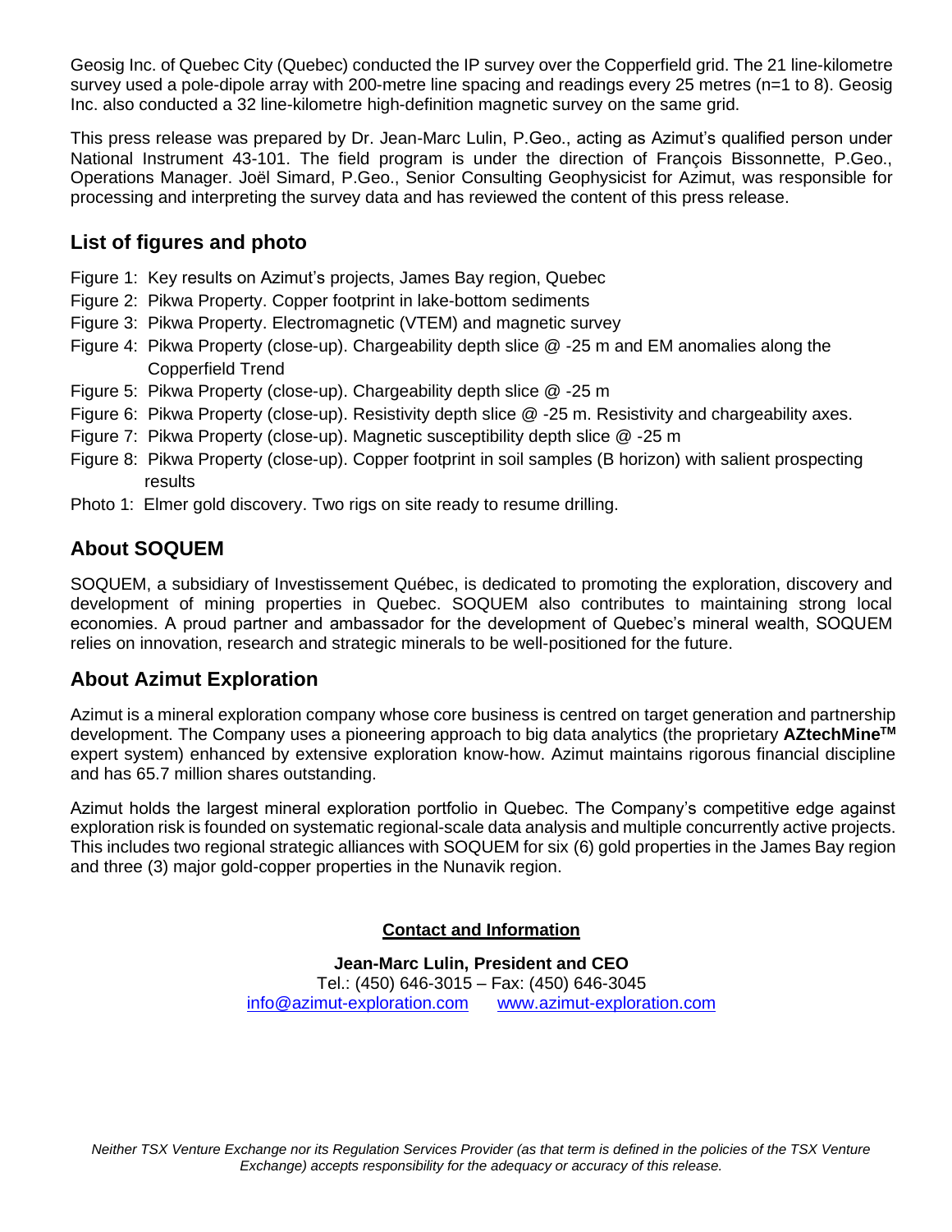Geosig Inc. of Quebec City (Quebec) conducted the IP survey over the Copperfield grid. The 21 line-kilometre survey used a pole-dipole array with 200-metre line spacing and readings every 25 metres (n=1 to 8). Geosig Inc. also conducted a 32 line-kilometre high-definition magnetic survey on the same grid.

This press release was prepared by Dr. Jean-Marc Lulin, P.Geo., acting as Azimut's qualified person under National Instrument 43-101. The field program is under the direction of François Bissonnette, P.Geo., Operations Manager. Joël Simard, P.Geo., Senior Consulting Geophysicist for Azimut, was responsible for processing and interpreting the survey data and has reviewed the content of this press release.

## List of figures and photo

Figure 1: Key results on Azimut's projects, James Bay region, Quebec
Figure 2: Pikwa Property. Copper footprint in lake-bottom sediments
Figure 3: Pikwa Property. Electromagnetic (VTEM) and magnetic survey
Figure 4: Pikwa Property (close-up). Chargeability depth slice @ -25 m and EM anomalies along the Copperfield Trend
Figure 5: Pikwa Property (close-up). Chargeability depth slice @ -25 m
Figure 6: Pikwa Property (close-up). Resistivity depth slice @ -25 m. Resistivity and chargeability axes.
Figure 7: Pikwa Property (close-up). Magnetic susceptibility depth slice @ -25 m
Figure 8: Pikwa Property (close-up). Copper footprint in soil samples (B horizon) with salient prospecting results
Photo 1: Elmer gold discovery. Two rigs on site ready to resume drilling.

## About SOQUEM

SOQUEM, a subsidiary of Investissement Québec, is dedicated to promoting the exploration, discovery and development of mining properties in Quebec. SOQUEM also contributes to maintaining strong local economies. A proud partner and ambassador for the development of Quebec's mineral wealth, SOQUEM relies on innovation, research and strategic minerals to be well-positioned for the future.

## About Azimut Exploration

Azimut is a mineral exploration company whose core business is centred on target generation and partnership development. The Company uses a pioneering approach to big data analytics (the proprietary **AZtechMine™** expert system) enhanced by extensive exploration know-how. Azimut maintains rigorous financial discipline and has 65.7 million shares outstanding.

Azimut holds the largest mineral exploration portfolio in Quebec. The Company's competitive edge against exploration risk is founded on systematic regional-scale data analysis and multiple concurrently active projects. This includes two regional strategic alliances with SOQUEM for six (6) gold properties in the James Bay region and three (3) major gold-copper properties in the Nunavik region.

**Contact and Information**

**Jean-Marc Lulin, President and CEO**
Tel.: (450) 646-3015 – Fax: (450) 646-3045
info@azimut-exploration.com www.azimut-exploration.com

*Neither TSX Venture Exchange nor its Regulation Services Provider (as that term is defined in the policies of the TSX Venture Exchange) accepts responsibility for the adequacy or accuracy of this release.*